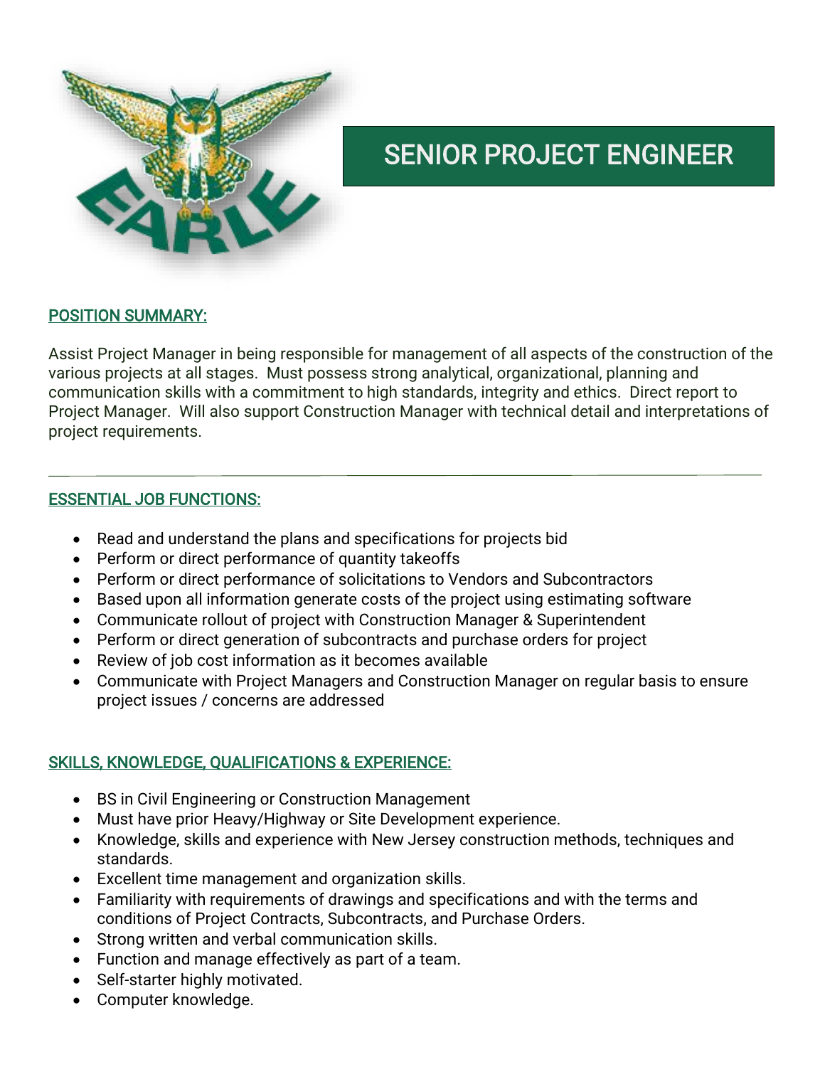# SENIOR PROJECT ENGINEER

## POSITION SUMMARY:

Assist Project Manager in being responsible for management of all aspects of the construction of the various projects at all stages. Must possess strong analytical, organizational, planning and communication skills with a commitment to high standards, integrity and ethics. Direct report to Project Manager. Will also support Construction Manager with technical detail and interpretations of project requirements.

---

## ESSENTIAL JOB FUNCTIONS:

- Read and understand the plans and specifications for projects bid
- Perform or direct performance of quantity takeoffs
- Perform or direct performance of solicitations to Vendors and Subcontractors
- Based upon all information generate costs of the project using estimating software
- Communicate rollout of project with Construction Manager & Superintendent
- Perform or direct generation of subcontracts and purchase orders for project
- Review of job cost information as it becomes available
- Communicate with Project Managers and Construction Manager on regular basis to ensure project issues / concerns are addressed

## SKILLS, KNOWLEDGE, QUALIFICATIONS & EXPERIENCE:

- BS in Civil Engineering or Construction Management
- Must have prior Heavy/Highway or Site Development experience.
- Knowledge, skills and experience with New Jersey construction methods, techniques and standards.
- Excellent time management and organization skills.
- Familiarity with requirements of drawings and specifications and with the terms and conditions of Project Contracts, Subcontracts, and Purchase Orders.
- Strong written and verbal communication skills.
- Function and manage effectively as part of a team.
- Self-starter highly motivated.
- Computer knowledge.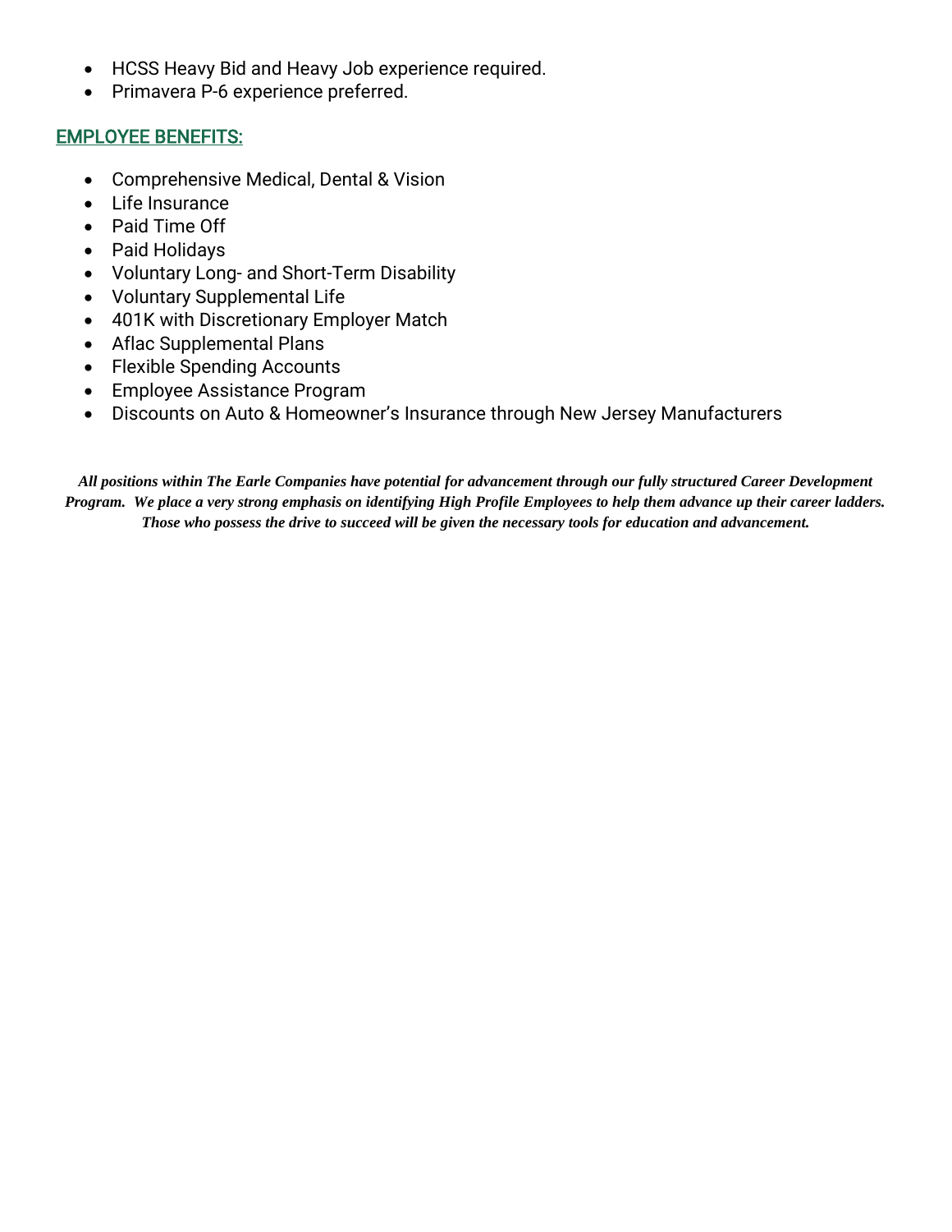- HCSS Heavy Bid and Heavy Job experience required.
- Primavera P-6 experience preferred.

## EMPLOYEE BENEFITS:

- Comprehensive Medical, Dental & Vision
- Life Insurance
- Paid Time Off
- Paid Holidays
- Voluntary Long- and Short-Term Disability
- Voluntary Supplemental Life
- 401K with Discretionary Employer Match
- Aflac Supplemental Plans
- Flexible Spending Accounts
- Employee Assistance Program
- Discounts on Auto & Homeowner's Insurance through New Jersey Manufacturers

***All positions within The Earle Companies have potential for advancement through our fully structured Career Development Program. We place a very strong emphasis on identifying High Profile Employees to help them advance up their career ladders. Those who possess the drive to succeed will be given the necessary tools for education and advancement.***